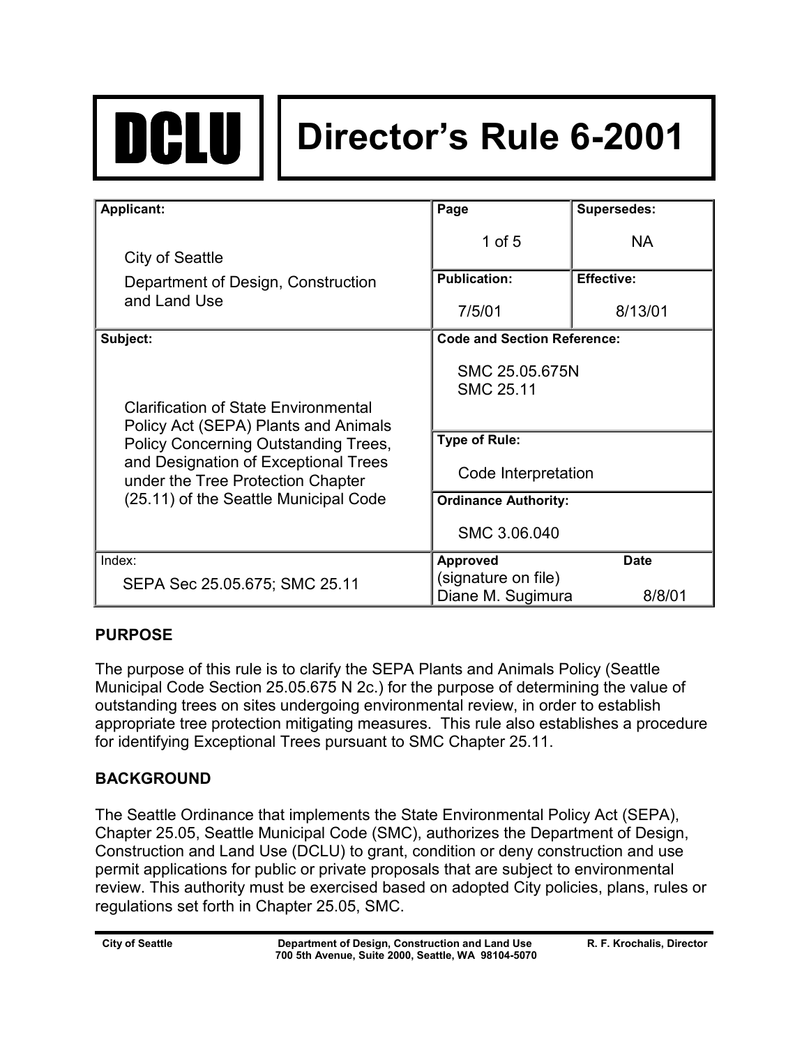# DCLU Director's Rule 6-2001

| Applicant: | Page | Supersedes: |
|---|---|---|
| City of Seattle<br>Department of Design, Construction and Land Use | 1 of 5 | NA |
| | **Publication:** 7/5/01 | **Effective:** 8/13/01 |
| **Subject:** | **Code and Section Reference:** | |
| Clarification of State Environmental Policy Act (SEPA) Plants and Animals Policy Concerning Outstanding Trees, and Designation of Exceptional Trees under the Tree Protection Chapter (25.11) of the Seattle Municipal Code | SMC 25.05.675N<br>SMC 25.11 | |
| | **Type of Rule:** Code Interpretation | |
| | **Ordinance Authority:** SMC 3.06.040 | |
| **Index:** SEPA Sec 25.05.675; SMC 25.11 | **Approved** (signature on file) Diane M. Sugimura | **Date** 8/8/01 |

## PURPOSE

The purpose of this rule is to clarify the SEPA Plants and Animals Policy (Seattle Municipal Code Section 25.05.675 N 2c.) for the purpose of determining the value of outstanding trees on sites undergoing environmental review, in order to establish appropriate tree protection mitigating measures. This rule also establishes a procedure for identifying Exceptional Trees pursuant to SMC Chapter 25.11.

## BACKGROUND

The Seattle Ordinance that implements the State Environmental Policy Act (SEPA), Chapter 25.05, Seattle Municipal Code (SMC), authorizes the Department of Design, Construction and Land Use (DCLU) to grant, condition or deny construction and use permit applications for public or private proposals that are subject to environmental review. This authority must be exercised based on adopted City policies, plans, rules or regulations set forth in Chapter 25.05, SMC.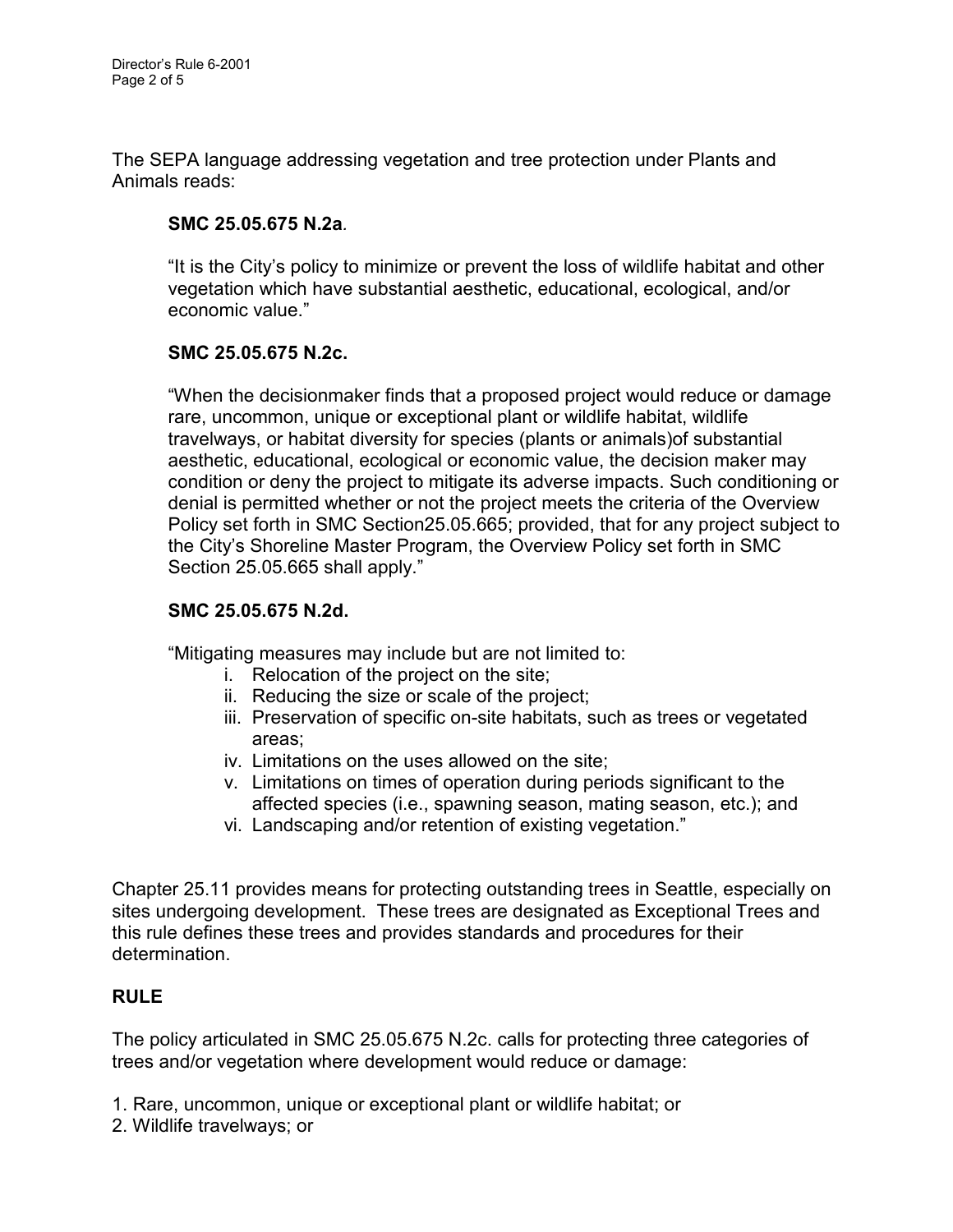The SEPA language addressing vegetation and tree protection under Plants and Animals reads:

**SMC 25.05.675 N.2a**.

"It is the City's policy to minimize or prevent the loss of wildlife habitat and other vegetation which have substantial aesthetic, educational, ecological, and/or economic value."

**SMC 25.05.675 N.2c.**

"When the decisionmaker finds that a proposed project would reduce or damage rare, uncommon, unique or exceptional plant or wildlife habitat, wildlife travelways, or habitat diversity for species (plants or animals)of substantial aesthetic, educational, ecological or economic value, the decision maker may condition or deny the project to mitigate its adverse impacts. Such conditioning or denial is permitted whether or not the project meets the criteria of the Overview Policy set forth in SMC Section25.05.665; provided, that for any project subject to the City's Shoreline Master Program, the Overview Policy set forth in SMC Section 25.05.665 shall apply."

**SMC 25.05.675 N.2d.**

"Mitigating measures may include but are not limited to:

i. Relocation of the project on the site;
ii. Reducing the size or scale of the project;
iii. Preservation of specific on-site habitats, such as trees or vegetated areas;
iv. Limitations on the uses allowed on the site;
v. Limitations on times of operation during periods significant to the affected species (i.e., spawning season, mating season, etc.); and
vi. Landscaping and/or retention of existing vegetation."

Chapter 25.11 provides means for protecting outstanding trees in Seattle, especially on sites undergoing development. These trees are designated as Exceptional Trees and this rule defines these trees and provides standards and procedures for their determination.

## RULE

The policy articulated in SMC 25.05.675 N.2c. calls for protecting three categories of trees and/or vegetation where development would reduce or damage:

1. Rare, uncommon, unique or exceptional plant or wildlife habitat; or
2. Wildlife travelways; or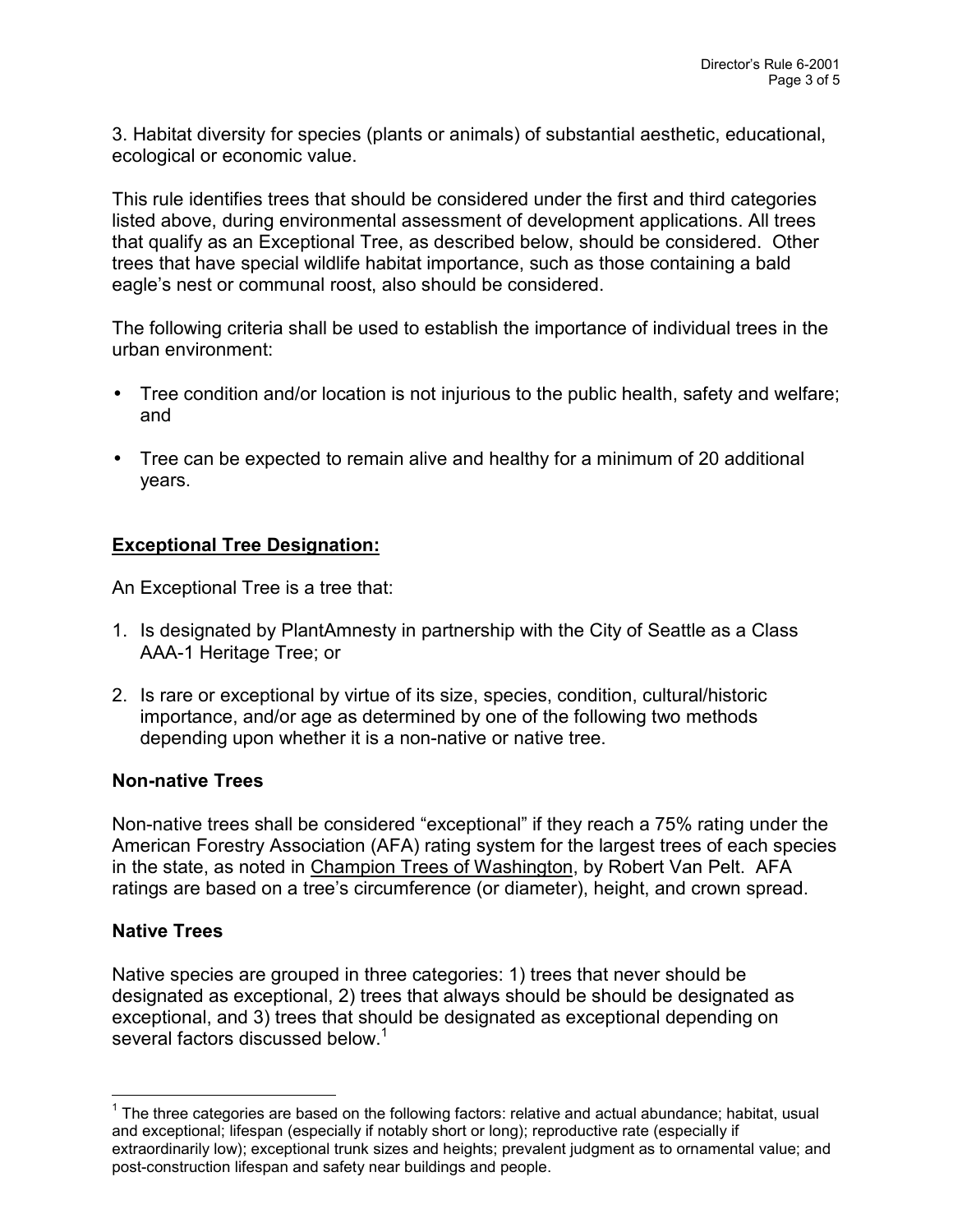3. Habitat diversity for species (plants or animals) of substantial aesthetic, educational, ecological or economic value.

This rule identifies trees that should be considered under the first and third categories listed above, during environmental assessment of development applications. All trees that qualify as an Exceptional Tree, as described below, should be considered. Other trees that have special wildlife habitat importance, such as those containing a bald eagle's nest or communal roost, also should be considered.

The following criteria shall be used to establish the importance of individual trees in the urban environment:

- Tree condition and/or location is not injurious to the public health, safety and welfare; and
- Tree can be expected to remain alive and healthy for a minimum of 20 additional years.

## Exceptional Tree Designation:

An Exceptional Tree is a tree that:

1. Is designated by PlantAmnesty in partnership with the City of Seattle as a Class AAA-1 Heritage Tree; or
2. Is rare or exceptional by virtue of its size, species, condition, cultural/historic importance, and/or age as determined by one of the following two methods depending upon whether it is a non-native or native tree.

### Non-native Trees

Non-native trees shall be considered "exceptional" if they reach a 75% rating under the American Forestry Association (AFA) rating system for the largest trees of each species in the state, as noted in Champion Trees of Washington, by Robert Van Pelt. AFA ratings are based on a tree's circumference (or diameter), height, and crown spread.

### Native Trees

Native species are grouped in three categories: 1) trees that never should be designated as exceptional, 2) trees that always should be should be designated as exceptional, and 3) trees that should be designated as exceptional depending on several factors discussed below.[1]

[1] The three categories are based on the following factors: relative and actual abundance; habitat, usual and exceptional; lifespan (especially if notably short or long); reproductive rate (especially if extraordinarily low); exceptional trunk sizes and heights; prevalent judgment as to ornamental value; and post-construction lifespan and safety near buildings and people.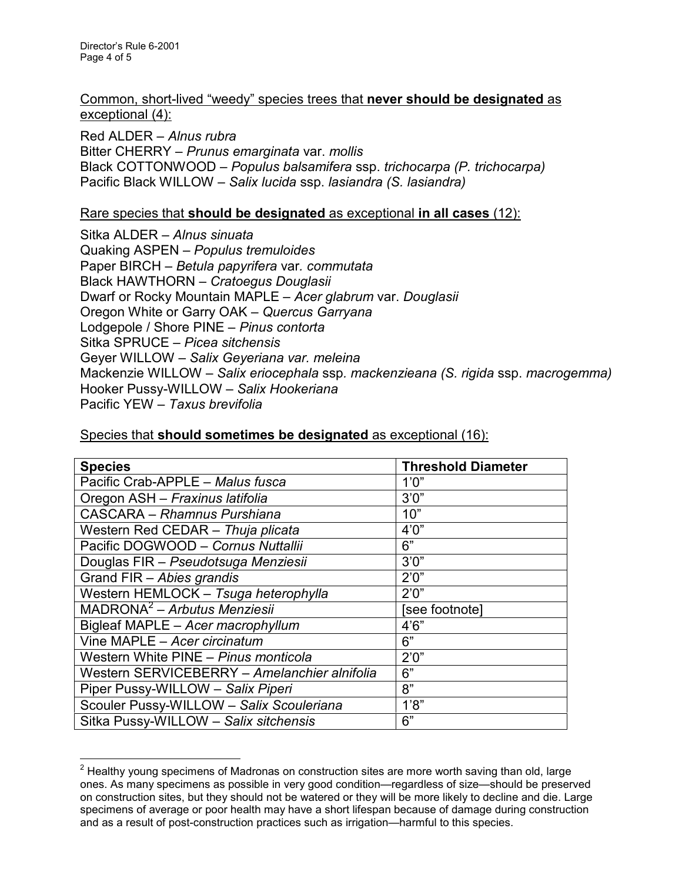<u>Common, short-lived "weedy" species trees that **never should be designated** as exceptional (4):</u>

Red ALDER – *Alnus rubra*
Bitter CHERRY – *Prunus emarginata* var. *mollis*
Black COTTONWOOD – *Populus balsamifera* ssp. *trichocarpa (P. trichocarpa)*
Pacific Black WILLOW – *Salix lucida* ssp. *lasiandra (S. lasiandra)*

<u>Rare species that **should be designated** as exceptional **in all cases** (12):</u>

Sitka ALDER – *Alnus sinuata*
Quaking ASPEN – *Populus tremuloides*
Paper BIRCH – *Betula papyrifera* var. *commutata*
Black HAWTHORN – *Cratoegus Douglasii*
Dwarf or Rocky Mountain MAPLE – *Acer glabrum* var. *Douglasii*
Oregon White or Garry OAK – *Quercus Garryana*
Lodgepole / Shore PINE – *Pinus contorta*
Sitka SPRUCE – *Picea sitchensis*
Geyer WILLOW – *Salix Geyeriana var. meleina*
Mackenzie WILLOW – *Salix eriocephala* ssp. *mackenzieana (S. rigida* ssp. *macrogemma)*
Hooker Pussy-WILLOW – *Salix Hookeriana*
Pacific YEW – *Taxus brevifolia*

<u>Species that **should sometimes be designated** as exceptional (16):</u>

| **Species** | **Threshold Diameter** |
|---|---|
| Pacific Crab-APPLE – *Malus fusca* | 1'0" |
| Oregon ASH – *Fraxinus latifolia* | 3'0" |
| CASCARA – *Rhamnus Purshiana* | 10" |
| Western Red CEDAR – *Thuja plicata* | 4'0" |
| Pacific DOGWOOD – *Cornus Nuttallii* | 6" |
| Douglas FIR – *Pseudotsuga Menziesii* | 3'0" |
| Grand FIR – *Abies grandis* | 2'0" |
| Western HEMLOCK – *Tsuga heterophylla* | 2'0" |
| MADRONA[2] – *Arbutus Menziesii* | [see footnote] |
| Bigleaf MAPLE – *Acer macrophyllum* | 4'6" |
| Vine MAPLE – *Acer circinatum* | 6" |
| Western White PINE – *Pinus monticola* | 2'0" |
| Western SERVICEBERRY – *Amelanchier alnifolia* | 6" |
| Piper Pussy-WILLOW – *Salix Piperi* | 8" |
| Scouler Pussy-WILLOW – *Salix Scouleriana* | 1'8" |
| Sitka Pussy-WILLOW – *Salix sitchensis* | 6" |

---

[2] Healthy young specimens of Madronas on construction sites are more worth saving than old, large ones. As many specimens as possible in very good condition—regardless of size—should be preserved on construction sites, but they should not be watered or they will be more likely to decline and die. Large specimens of average or poor health may have a short lifespan because of damage during construction and as a result of post-construction practices such as irrigation—harmful to this species.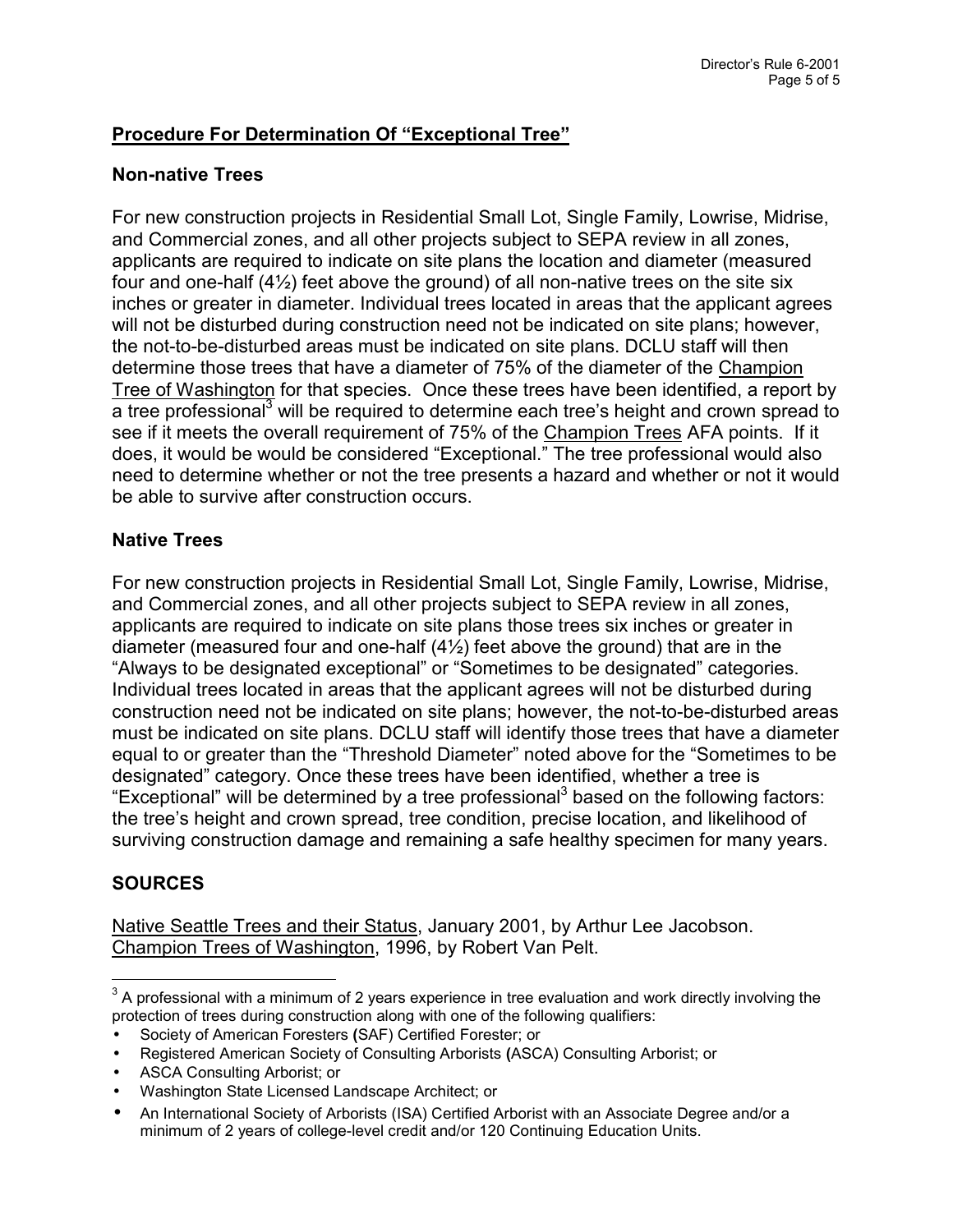## Procedure For Determination Of "Exceptional Tree"

### Non-native Trees

For new construction projects in Residential Small Lot, Single Family, Lowrise, Midrise, and Commercial zones, and all other projects subject to SEPA review in all zones, applicants are required to indicate on site plans the location and diameter (measured four and one-half (4½) feet above the ground) of all non-native trees on the site six inches or greater in diameter. Individual trees located in areas that the applicant agrees will not be disturbed during construction need not be indicated on site plans; however, the not-to-be-disturbed areas must be indicated on site plans. DCLU staff will then determine those trees that have a diameter of 75% of the diameter of the Champion Tree of Washington for that species. Once these trees have been identified, a report by a tree professional[3] will be required to determine each tree's height and crown spread to see if it meets the overall requirement of 75% of the Champion Trees AFA points. If it does, it would be would be considered "Exceptional." The tree professional would also need to determine whether or not the tree presents a hazard and whether or not it would be able to survive after construction occurs.

### Native Trees

For new construction projects in Residential Small Lot, Single Family, Lowrise, Midrise, and Commercial zones, and all other projects subject to SEPA review in all zones, applicants are required to indicate on site plans those trees six inches or greater in diameter (measured four and one-half (4½) feet above the ground) that are in the "Always to be designated exceptional" or "Sometimes to be designated" categories. Individual trees located in areas that the applicant agrees will not be disturbed during construction need not be indicated on site plans; however, the not-to-be-disturbed areas must be indicated on site plans. DCLU staff will identify those trees that have a diameter equal to or greater than the "Threshold Diameter" noted above for the "Sometimes to be designated" category. Once these trees have been identified, whether a tree is "Exceptional" will be determined by a tree professional[3] based on the following factors: the tree's height and crown spread, tree condition, precise location, and likelihood of surviving construction damage and remaining a safe healthy specimen for many years.

## SOURCES

Native Seattle Trees and their Status, January 2001, by Arthur Lee Jacobson.
Champion Trees of Washington, 1996, by Robert Van Pelt.

[3] A professional with a minimum of 2 years experience in tree evaluation and work directly involving the protection of trees during construction along with one of the following qualifiers:

- Society of American Foresters (SAF) Certified Forester; or
- Registered American Society of Consulting Arborists (ASCA) Consulting Arborist; or
- ASCA Consulting Arborist; or
- Washington State Licensed Landscape Architect; or
- An International Society of Arborists (ISA) Certified Arborist with an Associate Degree and/or a minimum of 2 years of college-level credit and/or 120 Continuing Education Units.